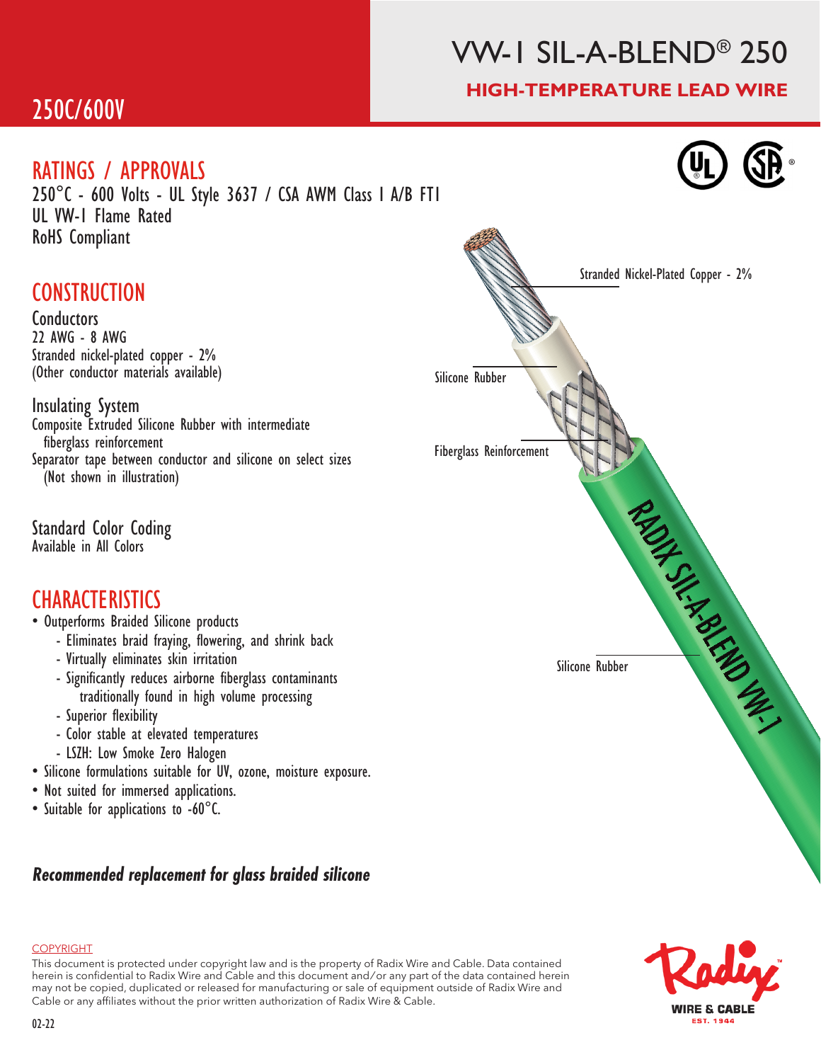# VW-1 SIL-A-BLEND® 250

## HIGH-TEMPERATURE LEAD WIRE

## 250C/600V

## RATINGS / APPROVALS

250°C - 600 Volts - UL Style 3637 / CSA AWM Class I A/B FT1
UL VW-1 Flame Rated
RoHS Compliant

## CONSTRUCTION

### Conductors

22 AWG - 8 AWG
Stranded nickel-plated copper - 2%
(Other conductor materials available)

### Insulating System

Composite Extruded Silicone Rubber with intermediate fiberglass reinforcement
Separator tape between conductor and silicone on select sizes (Not shown in illustration)

### Standard Color Coding

Available in All Colors

Stranded Nickel-Plated Copper - 2%

Silicone Rubber

Fiberglass Reinforcement

Silicone Rubber

RADIX SIL-A-BLEND VW-1

## CHARACTERISTICS

- Outperforms Braided Silicone products
  - Eliminates braid fraying, flowering, and shrink back
  - Virtually eliminates skin irritation
  - Significantly reduces airborne fiberglass contaminants traditionally found in high volume processing
  - Superior flexibility
  - Color stable at elevated temperatures
  - LSZH: Low Smoke Zero Halogen
- Silicone formulations suitable for UV, ozone, moisture exposure.
- Not suited for immersed applications.
- Suitable for applications to -60°C.

***Recommended replacement for glass braided silicone***

COPYRIGHT

This document is protected under copyright law and is the property of Radix Wire and Cable. Data contained herein is confidential to Radix Wire and Cable and this document and/or any part of the data contained herein may not be copied, duplicated or released for manufacturing or sale of equipment outside of Radix Wire and Cable or any affiliates without the prior written authorization of Radix Wire & Cable.

02-22

Radix WIRE & CABLE EST. 1944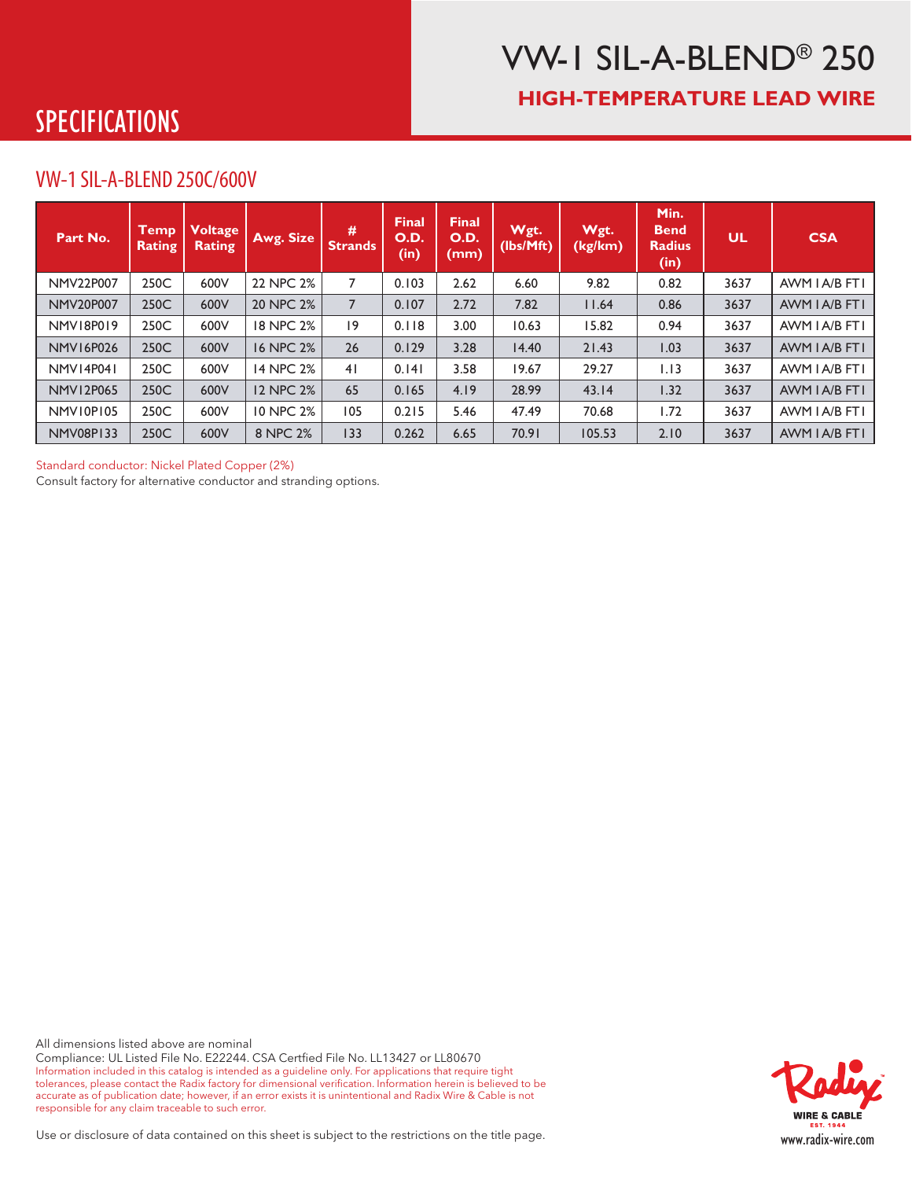# SPECIFICATIONS

# VW-1 SIL-A-BLEND® 250

## HIGH-TEMPERATURE LEAD WIRE

### VW-1 SIL-A-BLEND 250C/600V

| Part No. | Temp Rating | Voltage Rating | Awg. Size | # Strands | Final O.D. (in) | Final O.D. (mm) | Wgt. (lbs/Mft) | Wgt. (kg/km) | Min. Bend Radius (in) | UL | CSA |
|---|---|---|---|---|---|---|---|---|---|---|---|
| NMV22P007 | 250C | 600V | 22 NPC 2% | 7 | 0.103 | 2.62 | 6.60 | 9.82 | 0.82 | 3637 | AWM I A/B FT I |
| NMV20P007 | 250C | 600V | 20 NPC 2% | 7 | 0.107 | 2.72 | 7.82 | 11.64 | 0.86 | 3637 | AWM I A/B FT I |
| NMV18P019 | 250C | 600V | 18 NPC 2% | 19 | 0.118 | 3.00 | 10.63 | 15.82 | 0.94 | 3637 | AWM I A/B FT I |
| NMV16P026 | 250C | 600V | 16 NPC 2% | 26 | 0.129 | 3.28 | 14.40 | 21.43 | 1.03 | 3637 | AWM I A/B FT I |
| NMV14P041 | 250C | 600V | 14 NPC 2% | 41 | 0.141 | 3.58 | 19.67 | 29.27 | 1.13 | 3637 | AWM I A/B FT I |
| NMV12P065 | 250C | 600V | 12 NPC 2% | 65 | 0.165 | 4.19 | 28.99 | 43.14 | 1.32 | 3637 | AWM I A/B FT I |
| NMV10P105 | 250C | 600V | 10 NPC 2% | 105 | 0.215 | 5.46 | 47.49 | 70.68 | 1.72 | 3637 | AWM I A/B FT I |
| NMV08P133 | 250C | 600V | 8 NPC 2% | 133 | 0.262 | 6.65 | 70.91 | 105.53 | 2.10 | 3637 | AWM I A/B FT I |

Standard conductor: Nickel Plated Copper (2%)

Consult factory for alternative conductor and stranding options.

All dimensions listed above are nominal

Compliance: UL Listed File No. E22244. CSA Certfied File No. LL13427 or LL80670

Information included in this catalog is intended as a guideline only. For applications that require tight tolerances, please contact the Radix factory for dimensional verification. Information herein is believed to be accurate as of publication date; however, if an error exists it is unintentional and Radix Wire & Cable is not responsible for any claim traceable to such error.

Use or disclosure of data contained on this sheet is subject to the restrictions on the title page.

Radix WIRE & CABLE EST. 1944

www.radix-wire.com